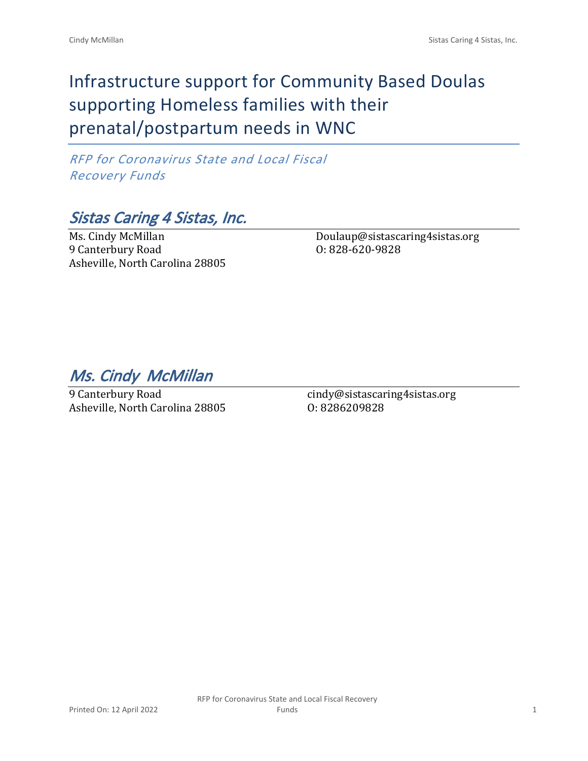# Infrastructure support for Community Based Doulas supporting Homeless families with their prenatal/postpartum needs in WNC

*RFP for Coronavirus State and Local Fiscal Recovery Funds*

## *Sistas Caring 4 Sistas, Inc.*

Ms. Cindy McMillan
9 Canterbury Road
Asheville, North Carolina 28805

Doulaup@sistascaring4sistas.org
O: 828-620-9828

## *Ms. Cindy McMillan*

9 Canterbury Road
Asheville, North Carolina 28805

cindy@sistascaring4sistas.org
O: 8286209828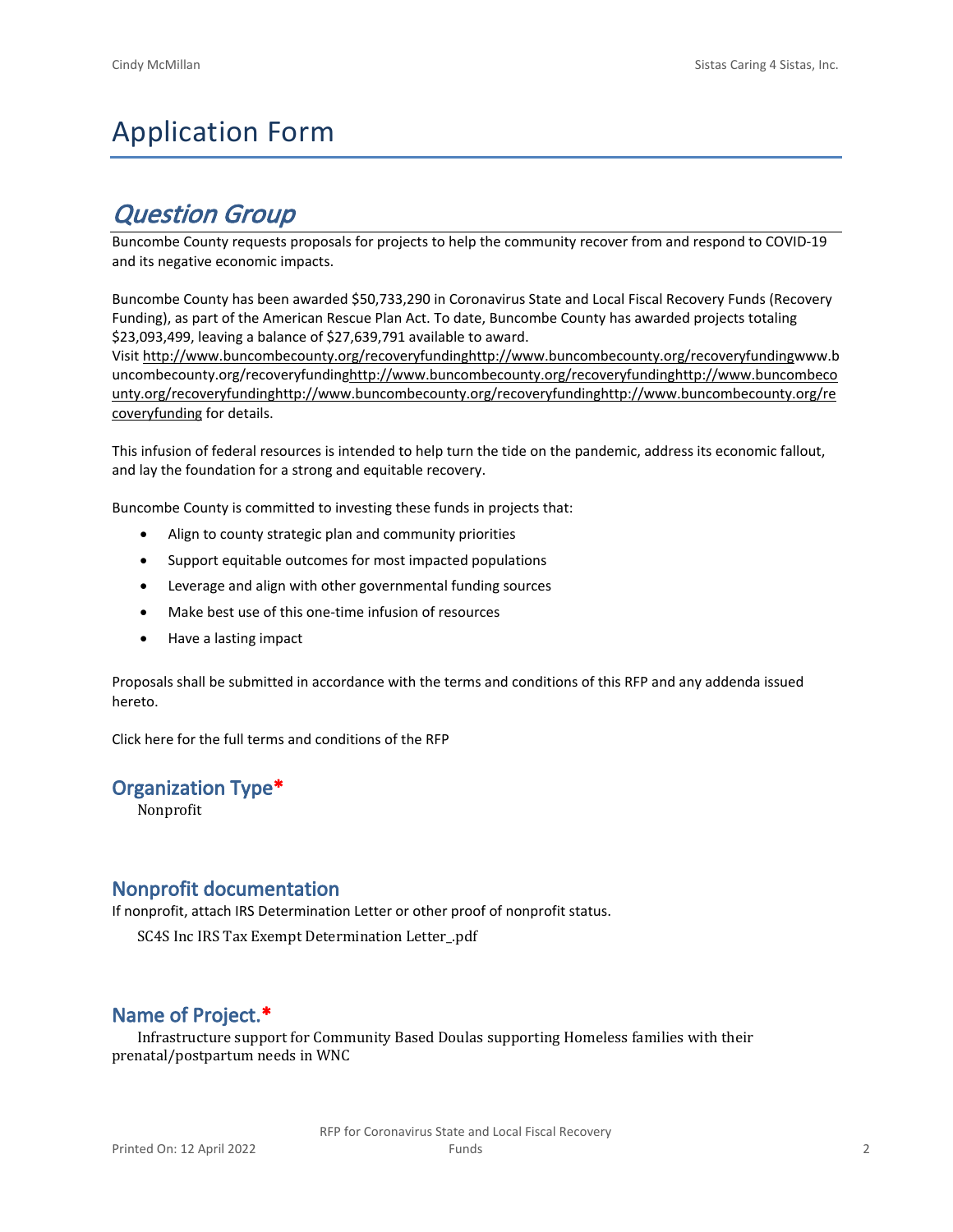# Application Form

## *Question Group*

Buncombe County requests proposals for projects to help the community recover from and respond to COVID-19 and its negative economic impacts.

Buncombe County has been awarded $50,733,290 in Coronavirus State and Local Fiscal Recovery Funds (Recovery Funding), as part of the American Rescue Plan Act. To date, Buncombe County has awarded projects totaling $23,093,499, leaving a balance of $27,639,791 available to award.

Visit http://www.buncombecounty.org/recoveryfundinghttp://www.buncombecounty.org/recoveryfundingwww.buncombecounty.org/recoveryfundinghttp://www.buncombecounty.org/recoveryfundinghttp://www.buncombecounty.org/recoveryfundinghttp://www.buncombecounty.org/recoveryfundinghttp://www.buncombecounty.org/recoveryfunding for details.

This infusion of federal resources is intended to help turn the tide on the pandemic, address its economic fallout, and lay the foundation for a strong and equitable recovery.

Buncombe County is committed to investing these funds in projects that:

- Align to county strategic plan and community priorities
- Support equitable outcomes for most impacted populations
- Leverage and align with other governmental funding sources
- Make best use of this one-time infusion of resources
- Have a lasting impact

Proposals shall be submitted in accordance with the terms and conditions of this RFP and any addenda issued hereto.

Click here for the full terms and conditions of the RFP

### Organization Type*

Nonprofit

### Nonprofit documentation

If nonprofit, attach IRS Determination Letter or other proof of nonprofit status.

SC4S Inc IRS Tax Exempt Determination Letter_.pdf

### Name of Project.*

Infrastructure support for Community Based Doulas supporting Homeless families with their prenatal/postpartum needs in WNC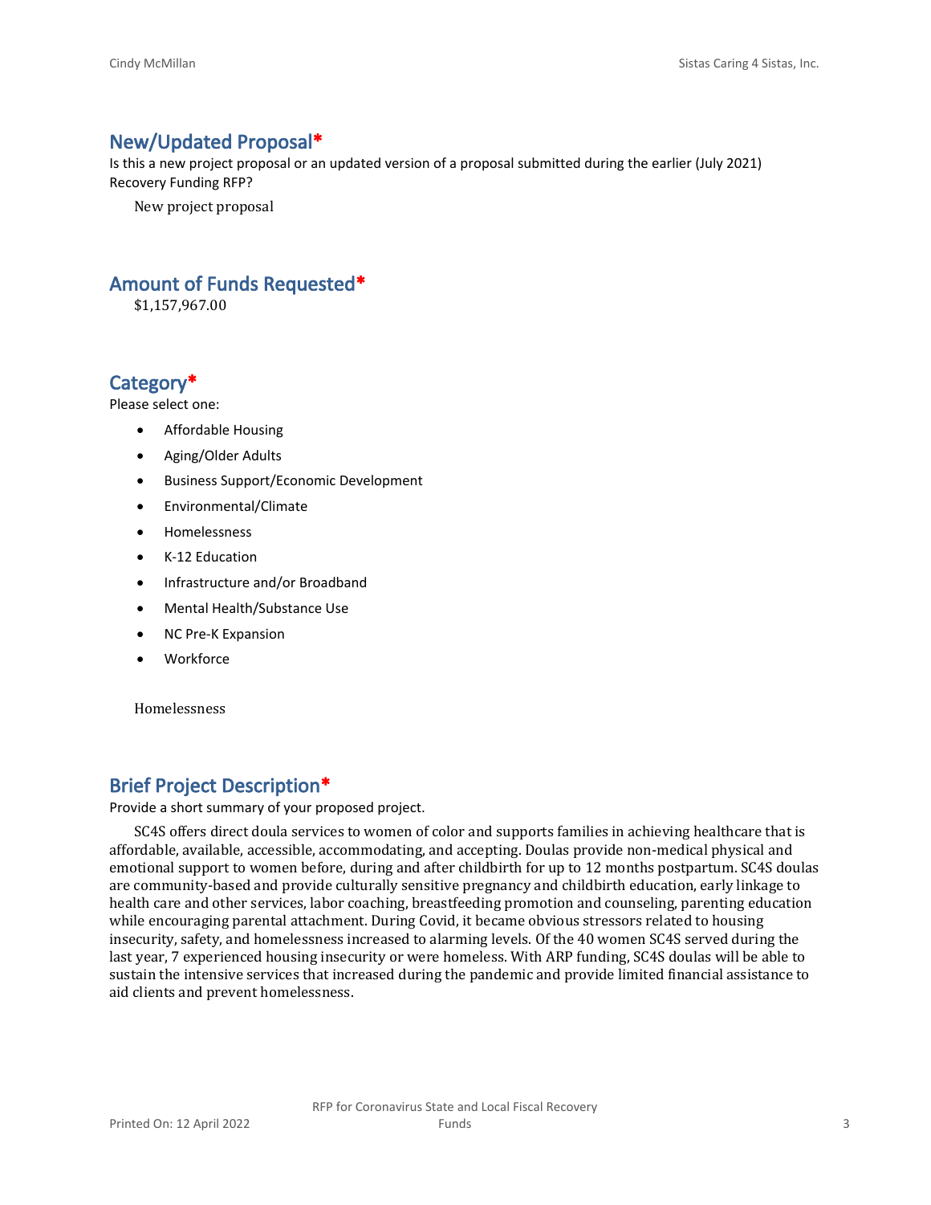## New/Updated Proposal*

Is this a new project proposal or an updated version of a proposal submitted during the earlier (July 2021) Recovery Funding RFP?

New project proposal

## Amount of Funds Requested*

$1,157,967.00

## Category*

Please select one:

- Affordable Housing
- Aging/Older Adults
- Business Support/Economic Development
- Environmental/Climate
- Homelessness
- K-12 Education
- Infrastructure and/or Broadband
- Mental Health/Substance Use
- NC Pre-K Expansion
- Workforce

Homelessness

## Brief Project Description*

Provide a short summary of your proposed project.

SC4S offers direct doula services to women of color and supports families in achieving healthcare that is affordable, available, accessible, accommodating, and accepting. Doulas provide non-medical physical and emotional support to women before, during and after childbirth for up to 12 months postpartum. SC4S doulas are community-based and provide culturally sensitive pregnancy and childbirth education, early linkage to health care and other services, labor coaching, breastfeeding promotion and counseling, parenting education while encouraging parental attachment. During Covid, it became obvious stressors related to housing insecurity, safety, and homelessness increased to alarming levels. Of the 40 women SC4S served during the last year, 7 experienced housing insecurity or were homeless. With ARP funding, SC4S doulas will be able to sustain the intensive services that increased during the pandemic and provide limited financial assistance to aid clients and prevent homelessness.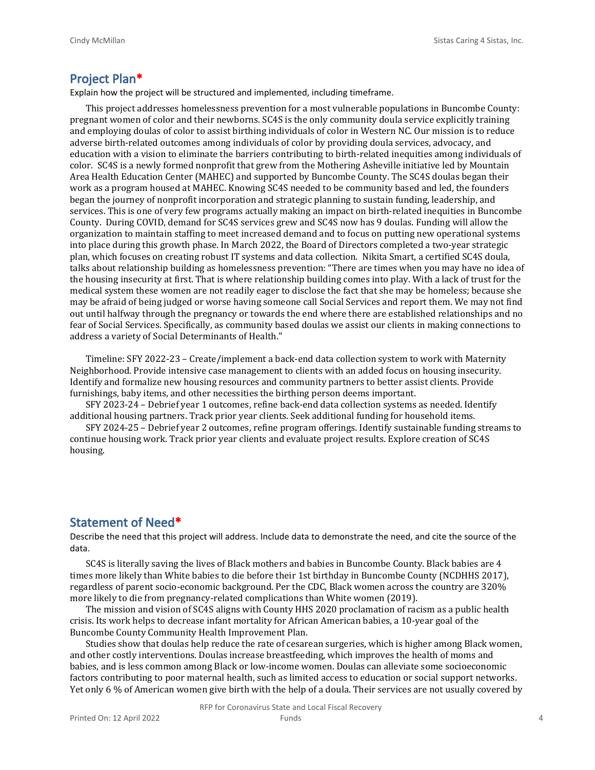## Project Plan*

Explain how the project will be structured and implemented, including timeframe.

This project addresses homelessness prevention for a most vulnerable populations in Buncombe County: pregnant women of color and their newborns. SC4S is the only community doula service explicitly training and employing doulas of color to assist birthing individuals of color in Western NC. Our mission is to reduce adverse birth-related outcomes among individuals of color by providing doula services, advocacy, and education with a vision to eliminate the barriers contributing to birth-related inequities among individuals of color. SC4S is a newly formed nonprofit that grew from the Mothering Asheville initiative led by Mountain Area Health Education Center (MAHEC) and supported by Buncombe County. The SC4S doulas began their work as a program housed at MAHEC. Knowing SC4S needed to be community based and led, the founders began the journey of nonprofit incorporation and strategic planning to sustain funding, leadership, and services. This is one of very few programs actually making an impact on birth-related inequities in Buncombe County. During COVID, demand for SC4S services grew and SC4S now has 9 doulas. Funding will allow the organization to maintain staffing to meet increased demand and to focus on putting new operational systems into place during this growth phase. In March 2022, the Board of Directors completed a two-year strategic plan, which focuses on creating robust IT systems and data collection. Nikita Smart, a certified SC4S doula, talks about relationship building as homelessness prevention: "There are times when you may have no idea of the housing insecurity at first. That is where relationship building comes into play. With a lack of trust for the medical system these women are not readily eager to disclose the fact that she may be homeless; because she may be afraid of being judged or worse having someone call Social Services and report them. We may not find out until halfway through the pregnancy or towards the end where there are established relationships and no fear of Social Services. Specifically, as community based doulas we assist our clients in making connections to address a variety of Social Determinants of Health."

Timeline: SFY 2022-23 – Create/implement a back-end data collection system to work with Maternity Neighborhood. Provide intensive case management to clients with an added focus on housing insecurity. Identify and formalize new housing resources and community partners to better assist clients. Provide furnishings, baby items, and other necessities the birthing person deems important.

SFY 2023-24 – Debrief year 1 outcomes, refine back-end data collection systems as needed. Identify additional housing partners. Track prior year clients. Seek additional funding for household items.

SFY 2024-25 – Debrief year 2 outcomes, refine program offerings. Identify sustainable funding streams to continue housing work. Track prior year clients and evaluate project results. Explore creation of SC4S housing.

## Statement of Need*

Describe the need that this project will address. Include data to demonstrate the need, and cite the source of the data.

SC4S is literally saving the lives of Black mothers and babies in Buncombe County. Black babies are 4 times more likely than White babies to die before their 1st birthday in Buncombe County (NCDHHS 2017), regardless of parent socio-economic background. Per the CDC, Black women across the country are 320% more likely to die from pregnancy-related complications than White women (2019).

The mission and vision of SC4S aligns with County HHS 2020 proclamation of racism as a public health crisis. Its work helps to decrease infant mortality for African American babies, a 10-year goal of the Buncombe County Community Health Improvement Plan.

Studies show that doulas help reduce the rate of cesarean surgeries, which is higher among Black women, and other costly interventions. Doulas increase breastfeeding, which improves the health of moms and babies, and is less common among Black or low-income women. Doulas can alleviate some socioeconomic factors contributing to poor maternal health, such as limited access to education or social support networks. Yet only 6 % of American women give birth with the help of a doula. Their services are not usually covered by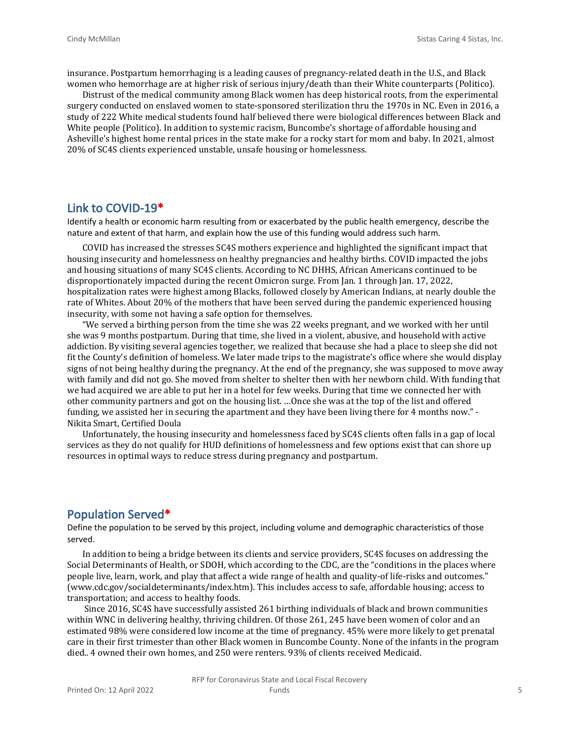insurance. Postpartum hemorrhaging is a leading causes of pregnancy-related death in the U.S., and Black women who hemorrhage are at higher risk of serious injury/death than their White counterparts (Politico).

Distrust of the medical community among Black women has deep historical roots, from the experimental surgery conducted on enslaved women to state-sponsored sterilization thru the 1970s in NC. Even in 2016, a study of 222 White medical students found half believed there were biological differences between Black and White people (Politico). In addition to systemic racism, Buncombe's shortage of affordable housing and Asheville's highest home rental prices in the state make for a rocky start for mom and baby. In 2021, almost 20% of SC4S clients experienced unstable, unsafe housing or homelessness.

## Link to COVID-19*

Identify a health or economic harm resulting from or exacerbated by the public health emergency, describe the nature and extent of that harm, and explain how the use of this funding would address such harm.

COVID has increased the stresses SC4S mothers experience and highlighted the significant impact that housing insecurity and homelessness on healthy pregnancies and healthy births. COVID impacted the jobs and housing situations of many SC4S clients. According to NC DHHS, African Americans continued to be disproportionately impacted during the recent Omicron surge. From Jan. 1 through Jan. 17, 2022, hospitalization rates were highest among Blacks, followed closely by American Indians, at nearly double the rate of Whites. About 20% of the mothers that have been served during the pandemic experienced housing insecurity, with some not having a safe option for themselves.

"We served a birthing person from the time she was 22 weeks pregnant, and we worked with her until she was 9 months postpartum. During that time, she lived in a violent, abusive, and household with active addiction. By visiting several agencies together, we realized that because she had a place to sleep she did not fit the County's definition of homeless. We later made trips to the magistrate's office where she would display signs of not being healthy during the pregnancy. At the end of the pregnancy, she was supposed to move away with family and did not go. She moved from shelter to shelter then with her newborn child. With funding that we had acquired we are able to put her in a hotel for few weeks. During that time we connected her with other community partners and got on the housing list. …Once she was at the top of the list and offered funding, we assisted her in securing the apartment and they have been living there for 4 months now." - Nikita Smart, Certified Doula

Unfortunately, the housing insecurity and homelessness faced by SC4S clients often falls in a gap of local services as they do not qualify for HUD definitions of homelessness and few options exist that can shore up resources in optimal ways to reduce stress during pregnancy and postpartum.

## Population Served*

Define the population to be served by this project, including volume and demographic characteristics of those served.

In addition to being a bridge between its clients and service providers, SC4S focuses on addressing the Social Determinants of Health, or SDOH, which according to the CDC, are the "conditions in the places where people live, learn, work, and play that affect a wide range of health and quality-of life-risks and outcomes." (www.cdc.gov/socialdeterminants/index.htm). This includes access to safe, affordable housing; access to transportation; and access to healthy foods.

Since 2016, SC4S have successfully assisted 261 birthing individuals of black and brown communities within WNC in delivering healthy, thriving children. Of those 261, 245 have been women of color and an estimated 98% were considered low income at the time of pregnancy. 45% were more likely to get prenatal care in their first trimester than other Black women in Buncombe County. None of the infants in the program died.. 4 owned their own homes, and 250 were renters. 93% of clients received Medicaid.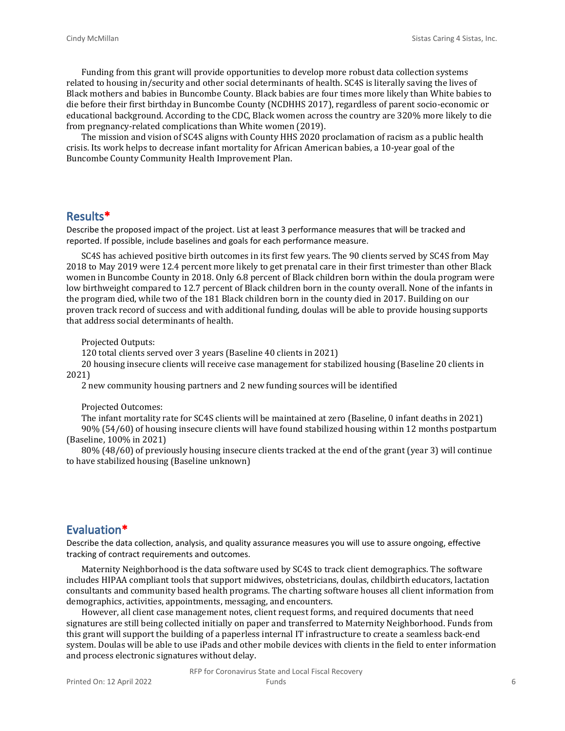Funding from this grant will provide opportunities to develop more robust data collection systems related to housing in/security and other social determinants of health. SC4S is literally saving the lives of Black mothers and babies in Buncombe County. Black babies are four times more likely than White babies to die before their first birthday in Buncombe County (NCDHHS 2017), regardless of parent socio-economic or educational background. According to the CDC, Black women across the country are 320% more likely to die from pregnancy-related complications than White women (2019).

The mission and vision of SC4S aligns with County HHS 2020 proclamation of racism as a public health crisis. Its work helps to decrease infant mortality for African American babies, a 10-year goal of the Buncombe County Community Health Improvement Plan.

## Results*

Describe the proposed impact of the project. List at least 3 performance measures that will be tracked and reported. If possible, include baselines and goals for each performance measure.

SC4S has achieved positive birth outcomes in its first few years. The 90 clients served by SC4S from May 2018 to May 2019 were 12.4 percent more likely to get prenatal care in their first trimester than other Black women in Buncombe County in 2018. Only 6.8 percent of Black children born within the doula program were low birthweight compared to 12.7 percent of Black children born in the county overall. None of the infants in the program died, while two of the 181 Black children born in the county died in 2017. Building on our proven track record of success and with additional funding, doulas will be able to provide housing supports that address social determinants of health.

Projected Outputs:

120 total clients served over 3 years (Baseline 40 clients in 2021)

20 housing insecure clients will receive case management for stabilized housing (Baseline 20 clients in 2021)

2 new community housing partners and 2 new funding sources will be identified

Projected Outcomes:

The infant mortality rate for SC4S clients will be maintained at zero (Baseline, 0 infant deaths in 2021)

90% (54/60) of housing insecure clients will have found stabilized housing within 12 months postpartum (Baseline, 100% in 2021)

80% (48/60) of previously housing insecure clients tracked at the end of the grant (year 3) will continue to have stabilized housing (Baseline unknown)

## Evaluation*

Describe the data collection, analysis, and quality assurance measures you will use to assure ongoing, effective tracking of contract requirements and outcomes.

Maternity Neighborhood is the data software used by SC4S to track client demographics. The software includes HIPAA compliant tools that support midwives, obstetricians, doulas, childbirth educators, lactation consultants and community based health programs. The charting software houses all client information from demographics, activities, appointments, messaging, and encounters.

However, all client case management notes, client request forms, and required documents that need signatures are still being collected initially on paper and transferred to Maternity Neighborhood. Funds from this grant will support the building of a paperless internal IT infrastructure to create a seamless back-end system. Doulas will be able to use iPads and other mobile devices with clients in the field to enter information and process electronic signatures without delay.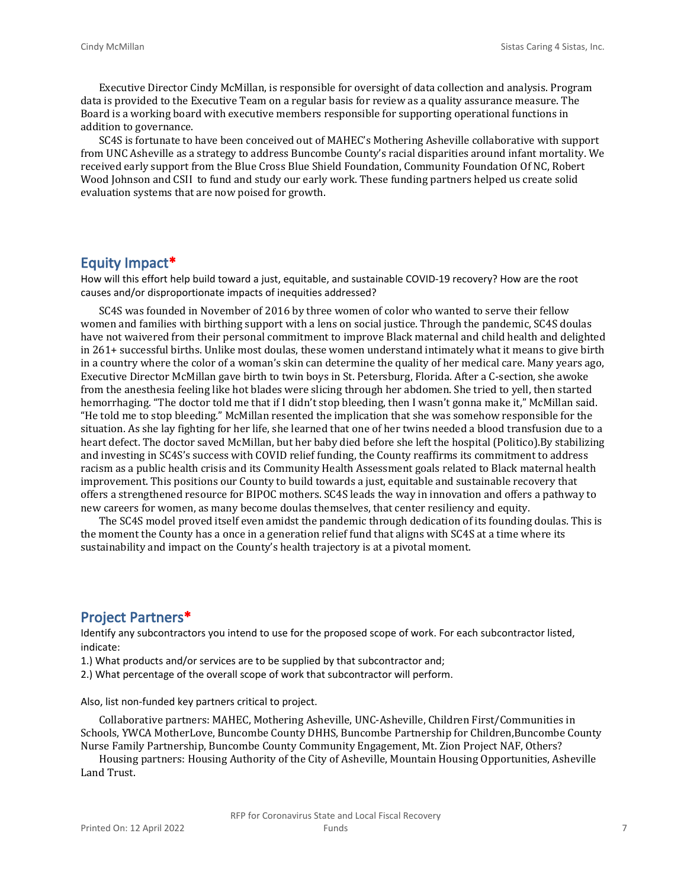Executive Director Cindy McMillan, is responsible for oversight of data collection and analysis. Program data is provided to the Executive Team on a regular basis for review as a quality assurance measure. The Board is a working board with executive members responsible for supporting operational functions in addition to governance.

SC4S is fortunate to have been conceived out of MAHEC's Mothering Asheville collaborative with support from UNC Asheville as a strategy to address Buncombe County's racial disparities around infant mortality. We received early support from the Blue Cross Blue Shield Foundation, Community Foundation Of NC, Robert Wood Johnson and CSII to fund and study our early work. These funding partners helped us create solid evaluation systems that are now poised for growth.

## Equity Impact*

How will this effort help build toward a just, equitable, and sustainable COVID-19 recovery? How are the root causes and/or disproportionate impacts of inequities addressed?

SC4S was founded in November of 2016 by three women of color who wanted to serve their fellow women and families with birthing support with a lens on social justice. Through the pandemic, SC4S doulas have not waivered from their personal commitment to improve Black maternal and child health and delighted in 261+ successful births. Unlike most doulas, these women understand intimately what it means to give birth in a country where the color of a woman's skin can determine the quality of her medical care. Many years ago, Executive Director McMillan gave birth to twin boys in St. Petersburg, Florida. After a C-section, she awoke from the anesthesia feeling like hot blades were slicing through her abdomen. She tried to yell, then started hemorrhaging. "The doctor told me that if I didn't stop bleeding, then I wasn't gonna make it," McMillan said. "He told me to stop bleeding." McMillan resented the implication that she was somehow responsible for the situation. As she lay fighting for her life, she learned that one of her twins needed a blood transfusion due to a heart defect. The doctor saved McMillan, but her baby died before she left the hospital (Politico).By stabilizing and investing in SC4S's success with COVID relief funding, the County reaffirms its commitment to address racism as a public health crisis and its Community Health Assessment goals related to Black maternal health improvement. This positions our County to build towards a just, equitable and sustainable recovery that offers a strengthened resource for BIPOC mothers. SC4S leads the way in innovation and offers a pathway to new careers for women, as many become doulas themselves, that center resiliency and equity.

The SC4S model proved itself even amidst the pandemic through dedication of its founding doulas. This is the moment the County has a once in a generation relief fund that aligns with SC4S at a time where its sustainability and impact on the County's health trajectory is at a pivotal moment.

## Project Partners*

Identify any subcontractors you intend to use for the proposed scope of work. For each subcontractor listed, indicate:

1.) What products and/or services are to be supplied by that subcontractor and;

2.) What percentage of the overall scope of work that subcontractor will perform.

Also, list non-funded key partners critical to project.

Collaborative partners: MAHEC, Mothering Asheville, UNC-Asheville, Children First/Communities in Schools, YWCA MotherLove, Buncombe County DHHS, Buncombe Partnership for Children,Buncombe County Nurse Family Partnership, Buncombe County Community Engagement, Mt. Zion Project NAF, Others?

Housing partners: Housing Authority of the City of Asheville, Mountain Housing Opportunities, Asheville Land Trust.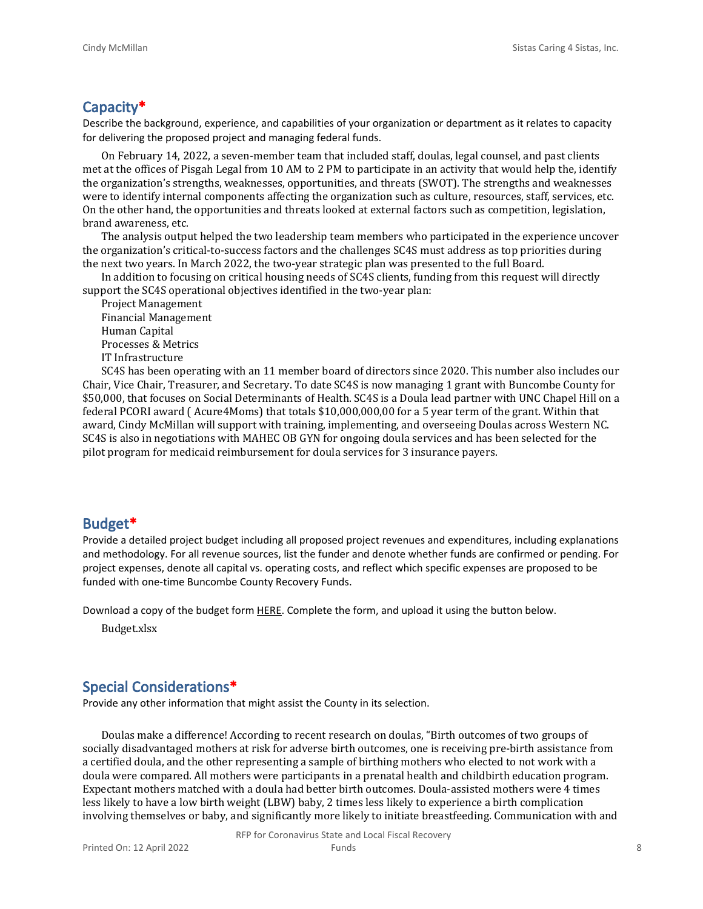## Capacity*

Describe the background, experience, and capabilities of your organization or department as it relates to capacity for delivering the proposed project and managing federal funds.

On February 14, 2022, a seven-member team that included staff, doulas, legal counsel, and past clients met at the offices of Pisgah Legal from 10 AM to 2 PM to participate in an activity that would help the, identify the organization's strengths, weaknesses, opportunities, and threats (SWOT). The strengths and weaknesses were to identify internal components affecting the organization such as culture, resources, staff, services, etc. On the other hand, the opportunities and threats looked at external factors such as competition, legislation, brand awareness, etc.

The analysis output helped the two leadership team members who participated in the experience uncover the organization's critical-to-success factors and the challenges SC4S must address as top priorities during the next two years. In March 2022, the two-year strategic plan was presented to the full Board.

In addition to focusing on critical housing needs of SC4S clients, funding from this request will directly support the SC4S operational objectives identified in the two-year plan:

Project Management
Financial Management
Human Capital
Processes & Metrics
IT Infrastructure

SC4S has been operating with an 11 member board of directors since 2020. This number also includes our Chair, Vice Chair, Treasurer, and Secretary. To date SC4S is now managing 1 grant with Buncombe County for $50,000, that focuses on Social Determinants of Health. SC4S is a Doula lead partner with UNC Chapel Hill on a federal PCORI award ( Acure4Moms) that totals $10,000,000,00 for a 5 year term of the grant. Within that award, Cindy McMillan will support with training, implementing, and overseeing Doulas across Western NC. SC4S is also in negotiations with MAHEC OB GYN for ongoing doula services and has been selected for the pilot program for medicaid reimbursement for doula services for 3 insurance payers.

## Budget*

Provide a detailed project budget including all proposed project revenues and expenditures, including explanations and methodology. For all revenue sources, list the funder and denote whether funds are confirmed or pending. For project expenses, denote all capital vs. operating costs, and reflect which specific expenses are proposed to be funded with one-time Buncombe County Recovery Funds.

Download a copy of the budget form HERE. Complete the form, and upload it using the button below.

Budget.xlsx

## Special Considerations*

Provide any other information that might assist the County in its selection.

Doulas make a difference! According to recent research on doulas, "Birth outcomes of two groups of socially disadvantaged mothers at risk for adverse birth outcomes, one is receiving pre-birth assistance from a certified doula, and the other representing a sample of birthing mothers who elected to not work with a doula were compared. All mothers were participants in a prenatal health and childbirth education program. Expectant mothers matched with a doula had better birth outcomes. Doula-assisted mothers were 4 times less likely to have a low birth weight (LBW) baby, 2 times less likely to experience a birth complication involving themselves or baby, and significantly more likely to initiate breastfeeding. Communication with and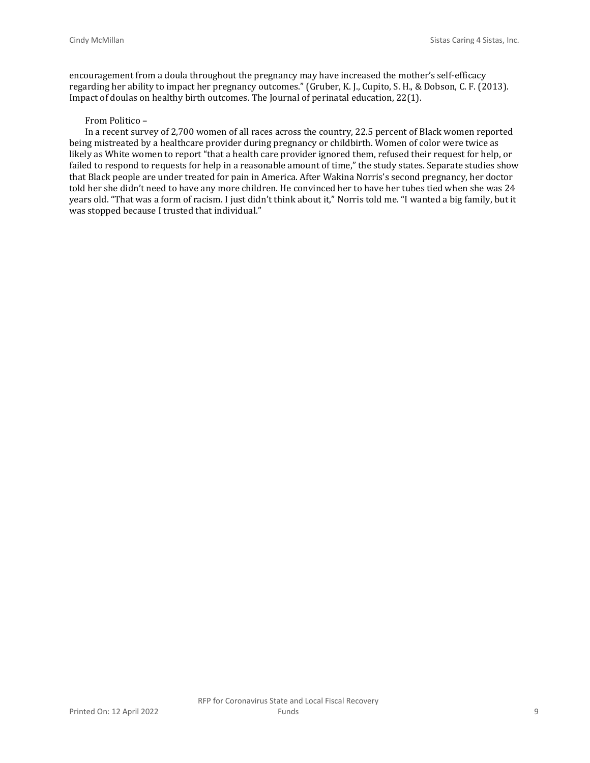encouragement from a doula throughout the pregnancy may have increased the mother's self-efficacy regarding her ability to impact her pregnancy outcomes." (Gruber, K. J., Cupito, S. H., & Dobson, C. F. (2013). Impact of doulas on healthy birth outcomes. The Journal of perinatal education, 22(1).

From Politico –

In a recent survey of 2,700 women of all races across the country, 22.5 percent of Black women reported being mistreated by a healthcare provider during pregnancy or childbirth. Women of color were twice as likely as White women to report "that a health care provider ignored them, refused their request for help, or failed to respond to requests for help in a reasonable amount of time," the study states. Separate studies show that Black people are under treated for pain in America. After Wakina Norris's second pregnancy, her doctor told her she didn't need to have any more children. He convinced her to have her tubes tied when she was 24 years old. "That was a form of racism. I just didn't think about it," Norris told me. "I wanted a big family, but it was stopped because I trusted that individual."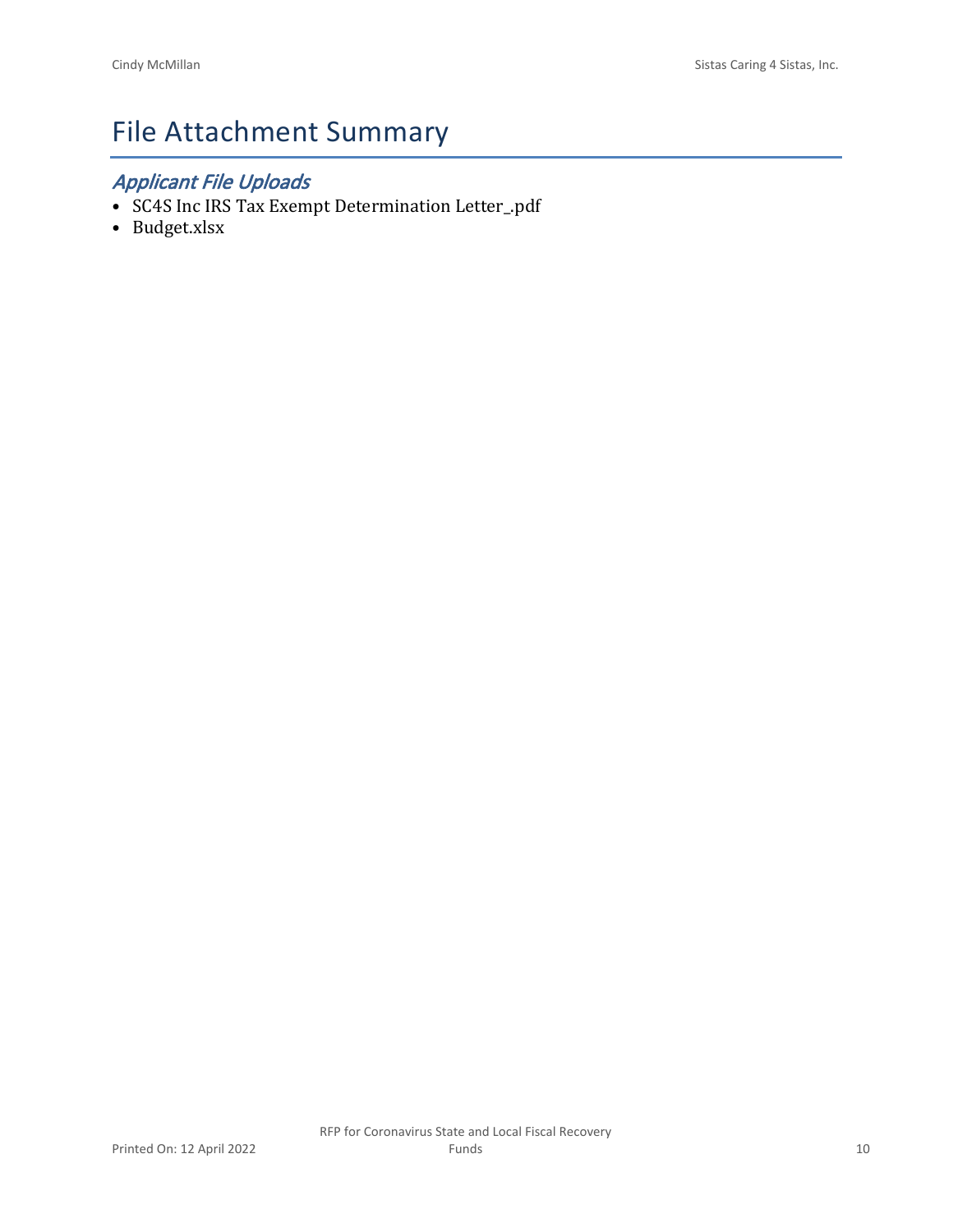# File Attachment Summary

## *Applicant File Uploads*

- SC4S Inc IRS Tax Exempt Determination Letter_.pdf
- Budget.xlsx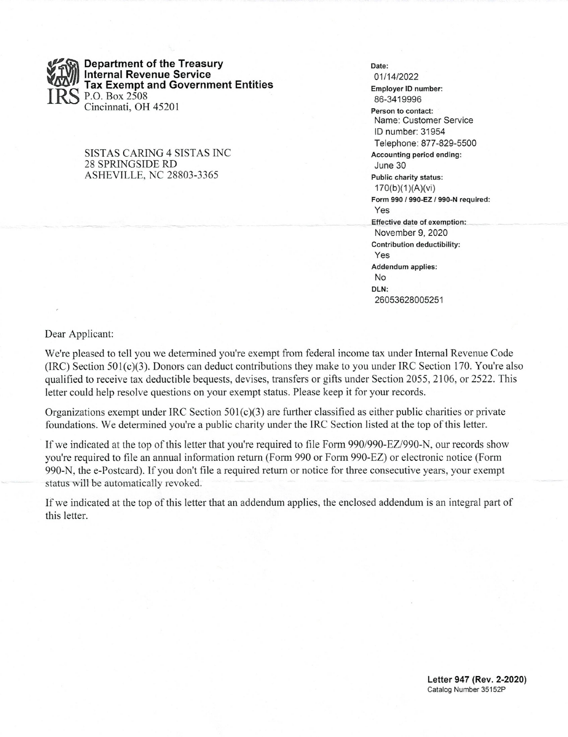**Department of the Treasury**
**Internal Revenue Service**
**Tax Exempt and Government Entities**
P.O. Box 2508
Cincinnati, OH 45201

SISTAS CARING 4 SISTAS INC
28 SPRINGSIDE RD
ASHEVILLE, NC 28803-3365

**Date:**
01/14/2022
**Employer ID number:**
86-3419996
**Person to contact:**
Name: Customer Service
ID number: 31954
Telephone: 877-829-5500
**Accounting period ending:**
June 30
**Public charity status:**
170(b)(1)(A)(vi)
**Form 990 / 990-EZ / 990-N required:**
Yes
**Effective date of exemption:**
November 9, 2020
**Contribution deductibility:**
Yes
**Addendum applies:**
No
**DLN:**
26053628005251

Dear Applicant:

We're pleased to tell you we determined you're exempt from federal income tax under Internal Revenue Code (IRC) Section 501(c)(3). Donors can deduct contributions they make to you under IRC Section 170. You're also qualified to receive tax deductible bequests, devises, transfers or gifts under Section 2055, 2106, or 2522. This letter could help resolve questions on your exempt status. Please keep it for your records.

Organizations exempt under IRC Section 501(c)(3) are further classified as either public charities or private foundations. We determined you're a public charity under the IRC Section listed at the top of this letter.

If we indicated at the top of this letter that you're required to file Form 990/990-EZ/990-N, our records show you're required to file an annual information return (Form 990 or Form 990-EZ) or electronic notice (Form 990-N, the e-Postcard). If you don't file a required return or notice for three consecutive years, your exempt status will be automatically revoked.

If we indicated at the top of this letter that an addendum applies, the enclosed addendum is an integral part of this letter.

**Letter 947 (Rev. 2-2020)**
Catalog Number 35152P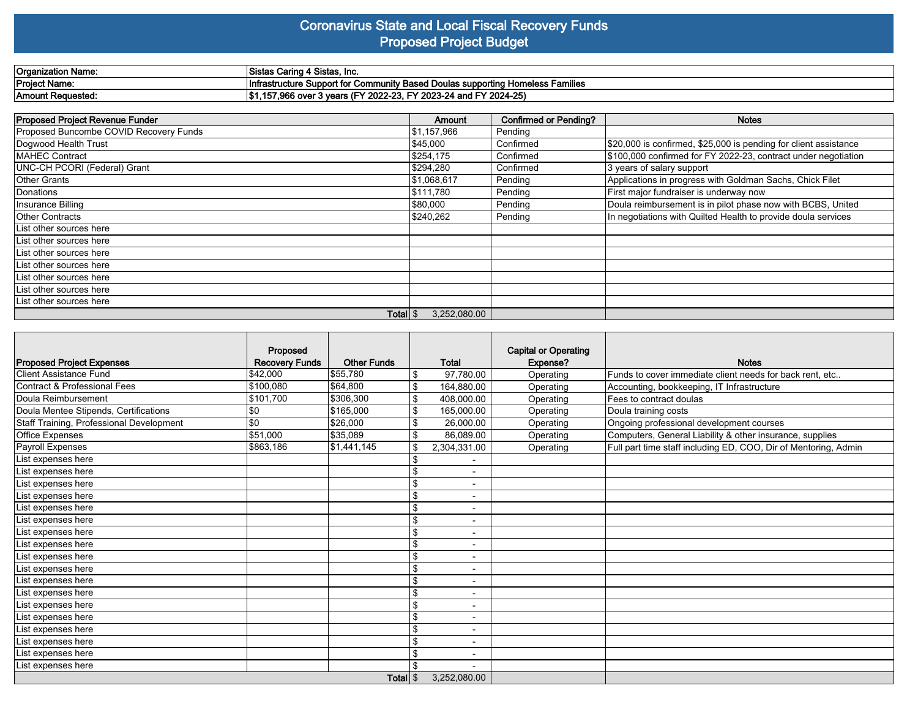# Coronavirus State and Local Fiscal Recovery Funds
## Proposed Project Budget

| | |
|---|---|
| **Organization Name:** | **Sistas Caring 4 Sistas, Inc.** |
| **Project Name:** | **Infrastructure Support for Community Based Doulas supporting Homeless Families** |
| **Amount Requested:** | **$1,157,966 over 3 years (FY 2022-23, FY 2023-24 and FY 2024-25)** |

| Proposed Project Revenue Funder | Amount | Confirmed or Pending? | Notes |
|---|---|---|---|
| Proposed Buncombe COVID Recovery Funds | $1,157,966 | Pending | |
| Dogwood Health Trust | $45,000 | Confirmed | $20,000 is confirmed, $25,000 is pending for client assistance |
| MAHEC Contract | $254,175 | Confirmed | $100,000 confirmed for FY 2022-23, contract under negotiation |
| UNC-CH PCORI (Federal) Grant | $294,280 | Confirmed | 3 years of salary support |
| Other Grants | $1,068,617 | Pending | Applications in progress with Goldman Sachs, Chick Filet |
| Donations | $111,780 | Pending | First major fundraiser is underway now |
| Insurance Billing | $80,000 | Pending | Doula reimbursement is in pilot phase now with BCBS, United |
| Other Contracts | $240,262 | Pending | In negotiations with Quilted Health to provide doula services |
| List other sources here | | | |
| List other sources here | | | |
| List other sources here | | | |
| List other sources here | | | |
| List other sources here | | | |
| List other sources here | | | |
| List other sources here | | | |
| **Total** | $ 3,252,080.00 | | |

| Proposed Project Expenses | Proposed Recovery Funds | Other Funds | Total | Capital or Operating Expense? | Notes |
|---|---|---|---|---|---|
| Client Assistance Fund | $42,000 | $55,780 | $ 97,780.00 | Operating | Funds to cover immediate client needs for back rent, etc.. |
| Contract & Professional Fees | $100,080 | $64,800 | $ 164,880.00 | Operating | Accounting, bookkeeping, IT Infrastructure |
| Doula Reimbursement | $101,700 | $306,300 | $ 408,000.00 | Operating | Fees to contract doulas |
| Doula Mentee Stipends, Certifications | $0 | $165,000 | $ 165,000.00 | Operating | Doula training costs |
| Staff Training, Professional Development | $0 | $26,000 | $ 26,000.00 | Operating | Ongoing professional development courses |
| Office Expenses | $51,000 | $35,089 | $ 86,089.00 | Operating | Computers, General Liability & other insurance, supplies |
| Payroll Expenses | $863,186 | $1,441,145 | $ 2,304,331.00 | Operating | Full part time staff including ED, COO, Dir of Mentoring, Admin |
| List expenses here | | | $ - | | |
| List expenses here | | | $ - | | |
| List expenses here | | | $ - | | |
| List expenses here | | | $ - | | |
| List expenses here | | | $ - | | |
| List expenses here | | | $ - | | |
| List expenses here | | | $ - | | |
| List expenses here | | | $ - | | |
| List expenses here | | | $ - | | |
| List expenses here | | | $ - | | |
| List expenses here | | | $ - | | |
| List expenses here | | | $ - | | |
| List expenses here | | | $ - | | |
| List expenses here | | | $ - | | |
| List expenses here | | | $ - | | |
| List expenses here | | | $ - | | |
| List expenses here | | | $ - | | |
| List expenses here | | | $ - | | |
| **Total** | | | $ 3,252,080.00 | | |